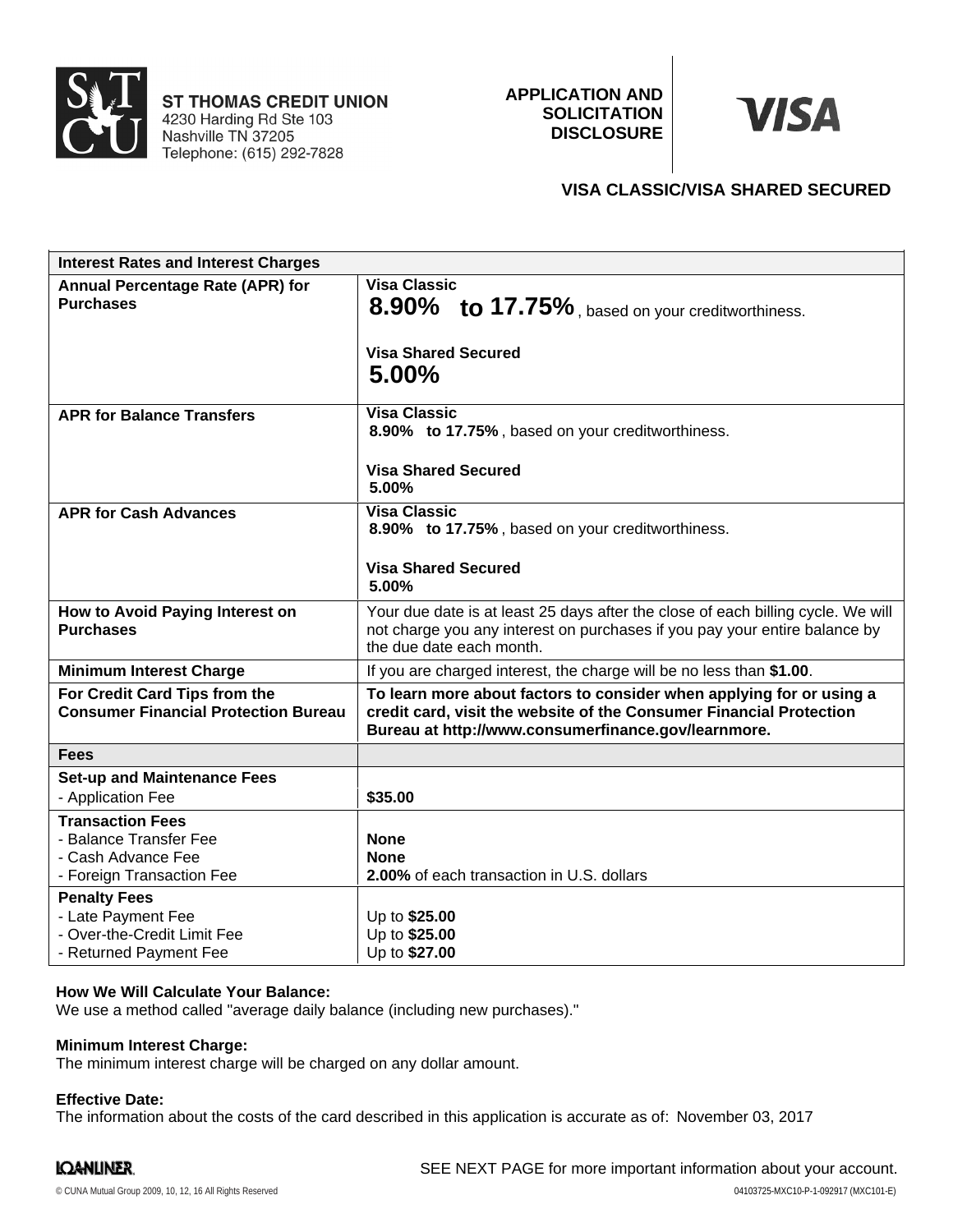**ST THOMAS CREDIT UNION**
4230 Harding Rd Ste 103
Nashville TN 37205
Telephone: (615) 292-7828

**APPLICATION AND SOLICITATION DISCLOSURE**

**VISA**

## VISA CLASSIC/VISA SHARED SECURED

| **Interest Rates and Interest Charges** | |
|---|---|
| **Annual Percentage Rate (APR) for Purchases** | **Visa Classic**<br>**8.90% to 17.75%**, based on your creditworthiness.<br><br>**Visa Shared Secured**<br>**5.00%** |
| **APR for Balance Transfers** | **Visa Classic**<br>**8.90% to 17.75%**, based on your creditworthiness.<br><br>**Visa Shared Secured**<br>**5.00%** |
| **APR for Cash Advances** | **Visa Classic**<br>**8.90% to 17.75%**, based on your creditworthiness.<br><br>**Visa Shared Secured**<br>**5.00%** |
| **How to Avoid Paying Interest on Purchases** | Your due date is at least 25 days after the close of each billing cycle. We will not charge you any interest on purchases if you pay your entire balance by the due date each month. |
| **Minimum Interest Charge** | If you are charged interest, the charge will be no less than **$1.00**. |
| **For Credit Card Tips from the Consumer Financial Protection Bureau** | **To learn more about factors to consider when applying for or using a credit card, visit the website of the Consumer Financial Protection Bureau at http://www.consumerfinance.gov/learnmore.** |
| **Fees** | |
| **Set-up and Maintenance Fees**<br>- Application Fee | <br>**$35.00** |
| **Transaction Fees**<br>- Balance Transfer Fee<br>- Cash Advance Fee<br>- Foreign Transaction Fee | <br>**None**<br>**None**<br>**2.00%** of each transaction in U.S. dollars |
| **Penalty Fees**<br>- Late Payment Fee<br>- Over-the-Credit Limit Fee<br>- Returned Payment Fee | <br>Up to **$25.00**<br>Up to **$25.00**<br>Up to **$27.00** |

**How We Will Calculate Your Balance:**
We use a method called "average daily balance (including new purchases)."

**Minimum Interest Charge:**
The minimum interest charge will be charged on any dollar amount.

**Effective Date:**
The information about the costs of the card described in this application is accurate as of: November 03, 2017

SEE NEXT PAGE for more important information about your account.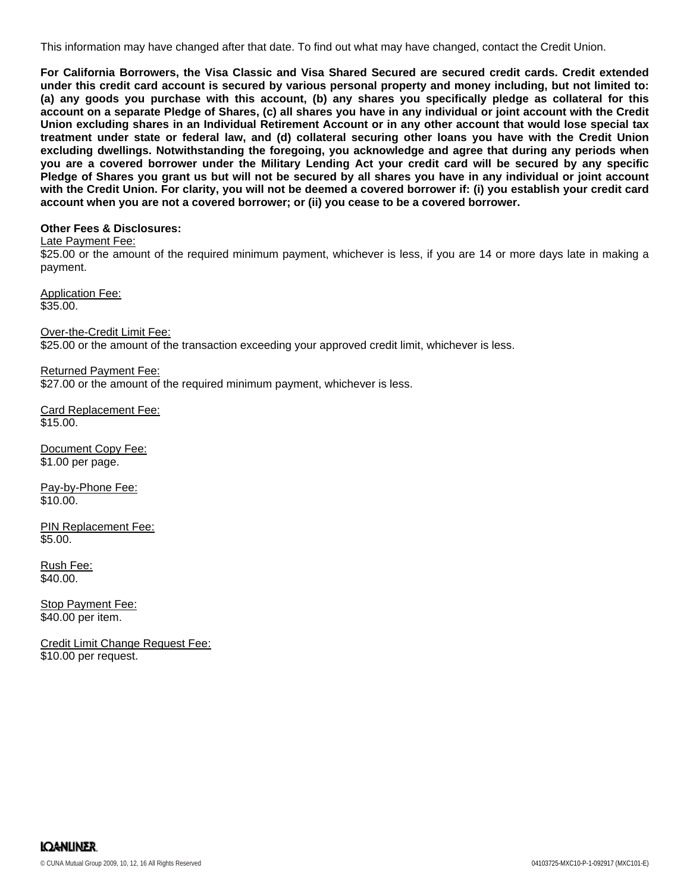This information may have changed after that date. To find out what may have changed, contact the Credit Union.

**For California Borrowers, the Visa Classic and Visa Shared Secured are secured credit cards. Credit extended under this credit card account is secured by various personal property and money including, but not limited to: (a) any goods you purchase with this account, (b) any shares you specifically pledge as collateral for this account on a separate Pledge of Shares, (c) all shares you have in any individual or joint account with the Credit Union excluding shares in an Individual Retirement Account or in any other account that would lose special tax treatment under state or federal law, and (d) collateral securing other loans you have with the Credit Union excluding dwellings. Notwithstanding the foregoing, you acknowledge and agree that during any periods when you are a covered borrower under the Military Lending Act your credit card will be secured by any specific Pledge of Shares you grant us but will not be secured by all shares you have in any individual or joint account with the Credit Union. For clarity, you will not be deemed a covered borrower if: (i) you establish your credit card account when you are not a covered borrower; or (ii) you cease to be a covered borrower.**

**Other Fees & Disclosures:**

Late Payment Fee:
$25.00 or the amount of the required minimum payment, whichever is less, if you are 14 or more days late in making a payment.

Application Fee:
$35.00.

Over-the-Credit Limit Fee:
$25.00 or the amount of the transaction exceeding your approved credit limit, whichever is less.

Returned Payment Fee:
$27.00 or the amount of the required minimum payment, whichever is less.

Card Replacement Fee:
$15.00.

Document Copy Fee:
$1.00 per page.

Pay-by-Phone Fee:
$10.00.

PIN Replacement Fee:
$5.00.

Rush Fee:
$40.00.

Stop Payment Fee:
$40.00 per item.

Credit Limit Change Request Fee:
$10.00 per request.

LOANLINER.

© CUNA Mutual Group 2009, 10, 12, 16 All Rights Reserved

04103725-MXC10-P-1-092917 (MXC101-E)